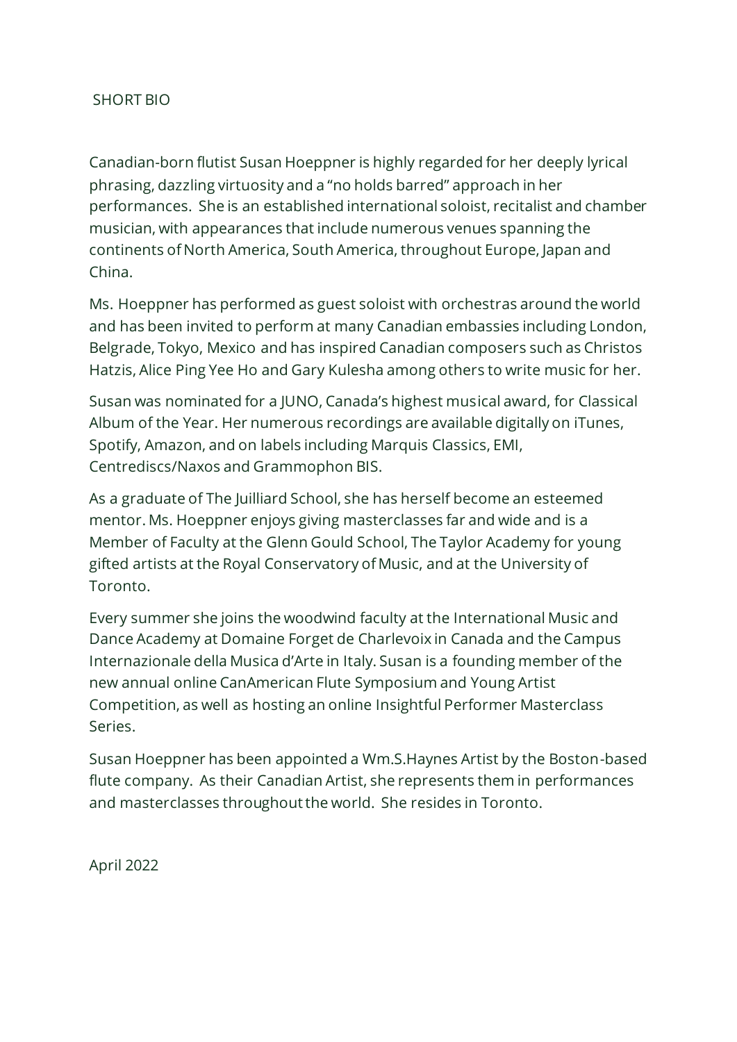## SHORT BIO

Canadian-born flutist Susan Hoeppner is highly regarded for her deeply lyrical phrasing, dazzling virtuosity and a "no holds barred" approach in her performances. She is an established international soloist, recitalist and chamber musician, with appearances that include numerous venues spanning the continents of North America, South America, throughout Europe, Japan and China.

Ms. Hoeppner has performed as guest soloist with orchestras around the world and has been invited to perform at many Canadian embassies including London, Belgrade, Tokyo, Mexico and has inspired Canadian composers such as Christos Hatzis, Alice Ping Yee Ho and Gary Kulesha among others to write music for her.

Susan was nominated for a JUNO, Canada's highest musical award, for Classical Album of the Year. Her numerous recordings are available digitally on iTunes, Spotify, Amazon, and on labels including Marquis Classics, EMI, Centrediscs/Naxos and Grammophon BIS.

As a graduate of The Juilliard School, she has herself become an esteemed mentor. Ms. Hoeppner enjoys giving masterclasses far and wide and is a Member of Faculty at the Glenn Gould School, The Taylor Academy for young gifted artists at the Royal Conservatory of Music, and at the University of Toronto.

Every summer she joins the woodwind faculty at the International Music and Dance Academy at Domaine Forget de Charlevoix in Canada and the Campus Internazionale della Musica d'Arte in Italy. Susan is a founding member of the new annual online CanAmerican Flute Symposium and Young Artist Competition, as well as hosting an online Insightful Performer Masterclass Series.

Susan Hoeppner has been appointed a Wm.S.Haynes Artist by the Boston-based flute company. As their Canadian Artist, she represents them in performances and masterclasses throughout the world. She resides in Toronto.

April 2022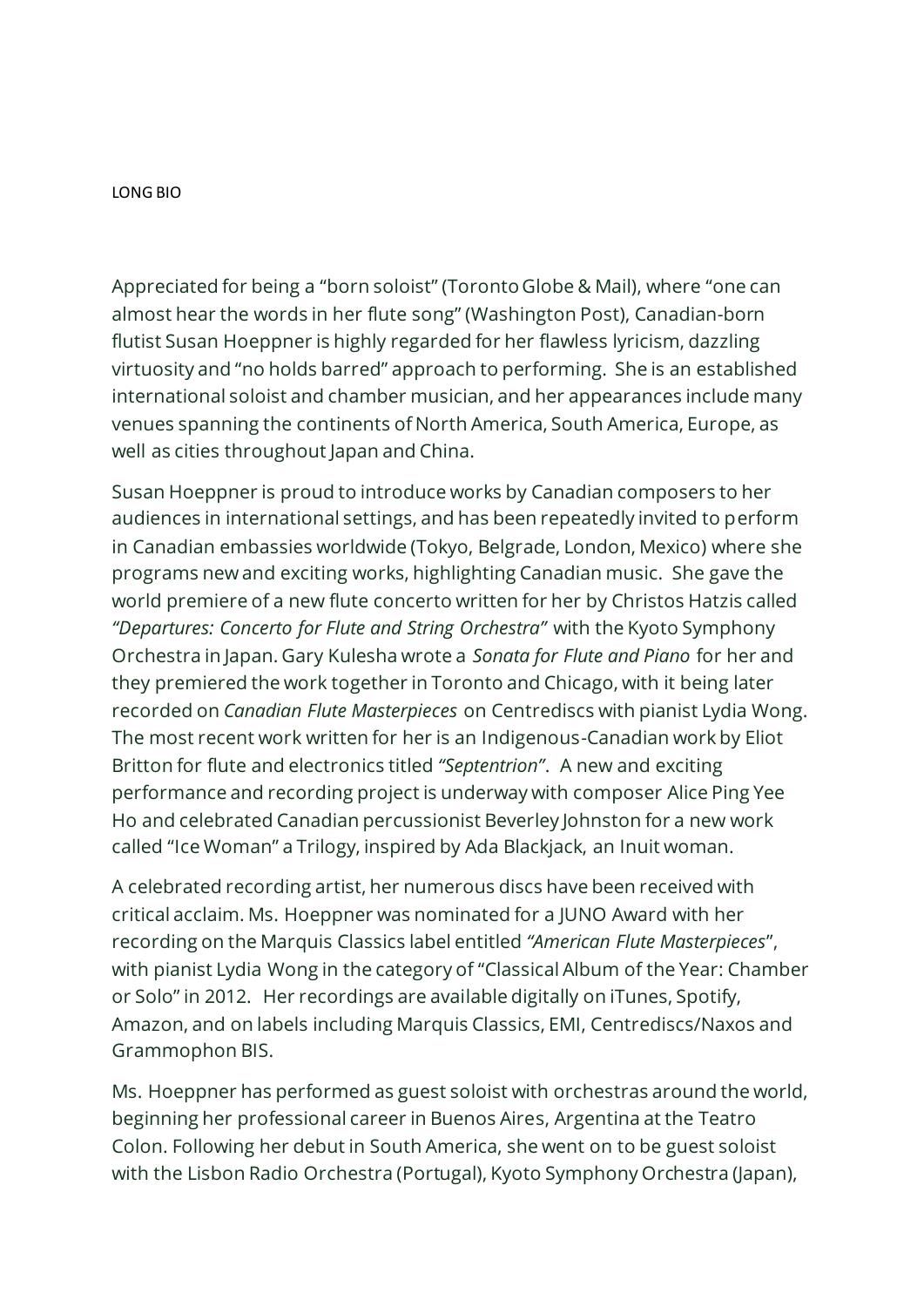LONG BIO

Appreciated for being a "born soloist" (Toronto Globe & Mail), where "one can almost hear the words in her flute song" (Washington Post), Canadian-born flutist Susan Hoeppner is highly regarded for her flawless lyricism, dazzling virtuosity and "no holds barred" approach to performing. She is an established international soloist and chamber musician, and her appearances include many venues spanning the continents of North America, South America, Europe, as well as cities throughout Japan and China.

Susan Hoeppner is proud to introduce works by Canadian composers to her audiences in international settings, and has been repeatedly invited to perform in Canadian embassies worldwide (Tokyo, Belgrade, London, Mexico) where she programs new and exciting works, highlighting Canadian music. She gave the world premiere of a new flute concerto written for her by Christos Hatzis called *"Departures: Concerto for Flute and String Orchestra"* with the Kyoto Symphony Orchestra in Japan. Gary Kulesha wrote a *Sonata for Flute and Piano* for her and they premiered the work together in Toronto and Chicago, with it being later recorded on *Canadian Flute Masterpieces* on Centrediscs with pianist Lydia Wong. The most recent work written for her is an Indigenous-Canadian work by Eliot Britton for flute and electronics titled *"Septentrion"*. A new and exciting performance and recording project is underway with composer Alice Ping Yee Ho and celebrated Canadian percussionist Beverley Johnston for a new work called "Ice Woman" a Trilogy, inspired by Ada Blackjack, an Inuit woman.

A celebrated recording artist, her numerous discs have been received with critical acclaim. Ms. Hoeppner was nominated for a JUNO Award with her recording on the Marquis Classics label entitled *"American Flute Masterpieces*", with pianist Lydia Wong in the category of "Classical Album of the Year: Chamber or Solo" in 2012. Her recordings are available digitally on iTunes, Spotify, Amazon, and on labels including Marquis Classics, EMI, Centrediscs/Naxos and Grammophon BIS.

Ms. Hoeppner has performed as guest soloist with orchestras around the world, beginning her professional career in Buenos Aires, Argentina at the Teatro Colon. Following her debut in South America, she went on to be guest soloist with the Lisbon Radio Orchestra (Portugal), Kyoto Symphony Orchestra (Japan),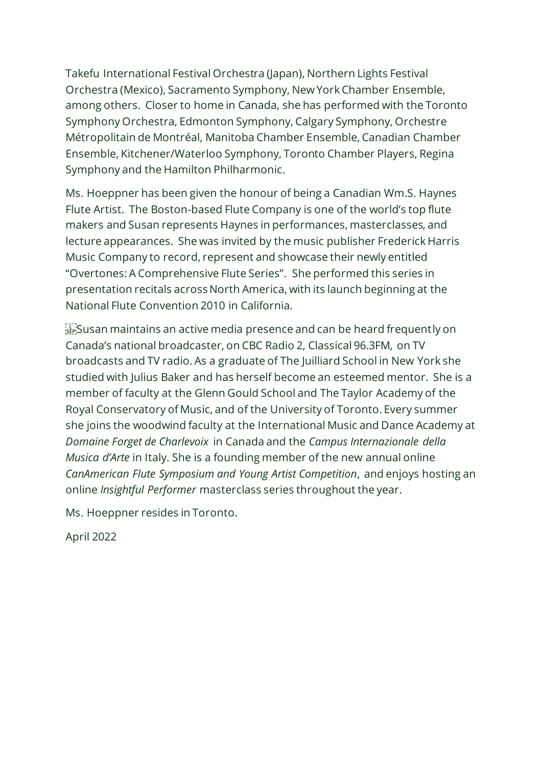Takefu International Festival Orchestra (Japan), Northern Lights Festival Orchestra (Mexico), Sacramento Symphony, New York Chamber Ensemble, among others. Closer to home in Canada, she has performed with the Toronto Symphony Orchestra, Edmonton Symphony, Calgary Symphony, Orchestre Métropolitain de Montréal, Manitoba Chamber Ensemble, Canadian Chamber Ensemble, Kitchener/Waterloo Symphony, Toronto Chamber Players, Regina Symphony and the Hamilton Philharmonic.

Ms. Hoeppner has been given the honour of being a Canadian Wm.S. Haynes Flute Artist. The Boston-based Flute Company is one of the world's top flute makers and Susan represents Haynes in performances, masterclasses, and lecture appearances. She was invited by the music publisher Frederick Harris Music Company to record, represent and showcase their newly entitled "Overtones: A Comprehensive Flute Series". She performed this series in presentation recitals across North America, with its launch beginning at the National Flute Convention 2010 in California.

Susan maintains an active media presence and can be heard frequently on Canada's national broadcaster, on CBC Radio 2, Classical 96.3FM, on TV broadcasts and TV radio. As a graduate of The Juilliard School in New York she studied with Julius Baker and has herself become an esteemed mentor. She is a member of faculty at the Glenn Gould School and The Taylor Academy of the Royal Conservatory of Music, and of the University of Toronto. Every summer she joins the woodwind faculty at the International Music and Dance Academy at *Domaine Forget de Charlevoix* in Canada and the *Campus Internazionale della Musica d'Arte* in Italy. She is a founding member of the new annual online *CanAmerican Flute Symposium and Young Artist Competition*, and enjoys hosting an online *Insightful Performer* masterclass series throughout the year.

Ms. Hoeppner resides in Toronto.

April 2022